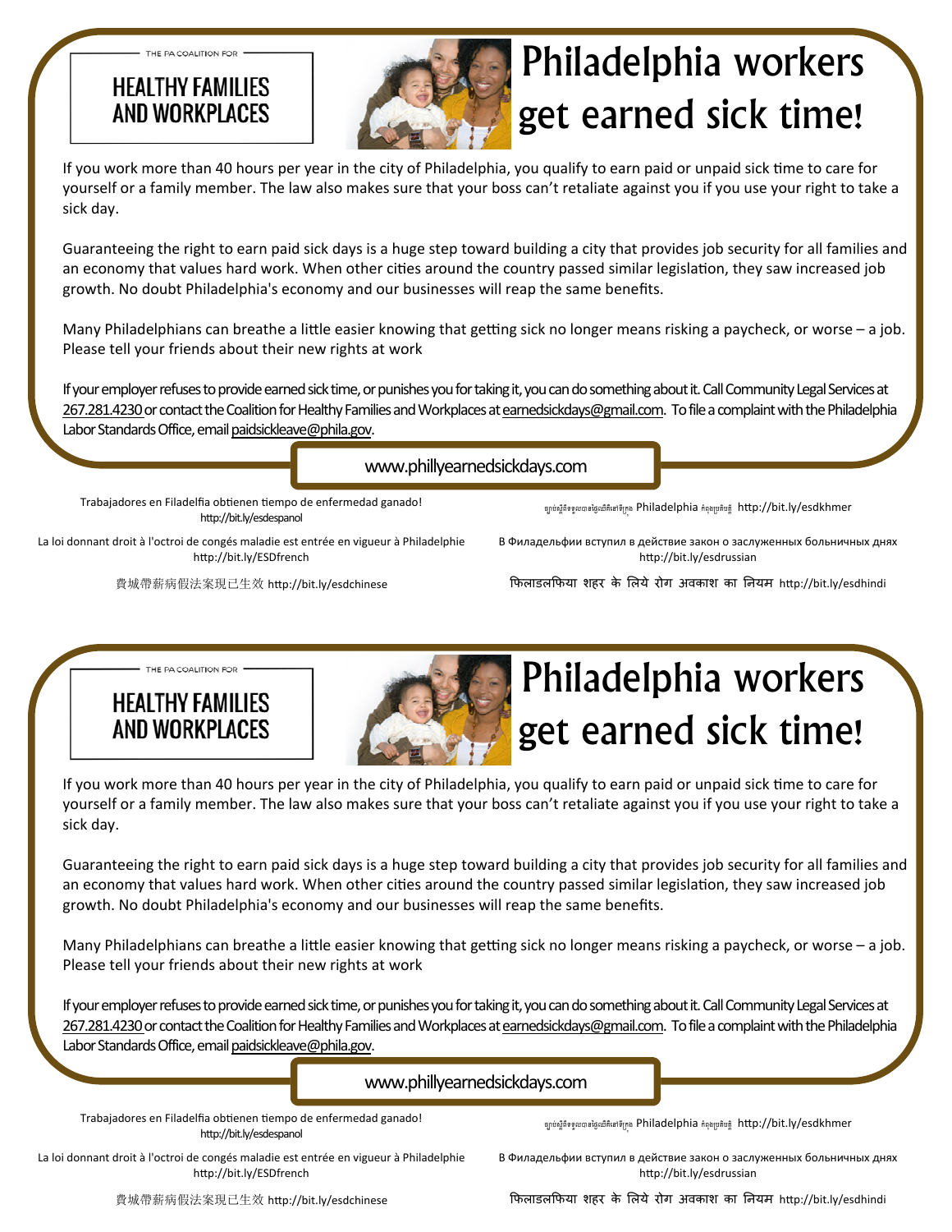THE PA COALITION FOR

**HEALTHY FAMILIES AND WORKPLACES**

# Philadelphia workers get earned sick time!

If you work more than 40 hours per year in the city of Philadelphia, you qualify to earn paid or unpaid sick time to care for yourself or a family member. The law also makes sure that your boss can't retaliate against you if you use your right to take a sick day.

Guaranteeing the right to earn paid sick days is a huge step toward building a city that provides job security for all families and an economy that values hard work. When other cities around the country passed similar legislation, they saw increased job growth. No doubt Philadelphia's economy and our businesses will reap the same benefits.

Many Philadelphians can breathe a little easier knowing that getting sick no longer means risking a paycheck, or worse – a job. Please tell your friends about their new rights at work

If your employer refuses to provide earned sick time, or punishes you for taking it, you can do something about it. Call Community Legal Services at 267.281.4230 or contact the Coalition for Healthy Families and Workplaces at earnedsickdays@gmail.com. To file a complaint with the Philadelphia Labor Standards Office, email paidsickleave@phila.gov.

www.phillyearnedsickdays.com

Trabajadores en Filadelfia obtienen tiempo de enfermedad ganado! http://bit.ly/esdespanol

ច្បាប់ស្តីពីការទទួលបានថ្ងៃឈប់សម្រាកព្យាបាលជំងឺនៅទីក្រុង Philadelphia កំពុងប្រតិបត្តិ http://bit.ly/esdkhmer

La loi donnant droit à l'octroi de congés maladie est entrée en vigueur à Philadelphie http://bit.ly/ESDfrench

В Филадельфии вступил в действие закон о заслуженных больничных днях http://bit.ly/esdrussian

費城帶薪病假法案現已生效 http://bit.ly/esdchinese

फिलाडलफिया शहर के लिये रोग अवकाश का नियम http://bit.ly/esdhindi

---

THE PA COALITION FOR

**HEALTHY FAMILIES AND WORKPLACES**

# Philadelphia workers get earned sick time!

If you work more than 40 hours per year in the city of Philadelphia, you qualify to earn paid or unpaid sick time to care for yourself or a family member. The law also makes sure that your boss can't retaliate against you if you use your right to take a sick day.

Guaranteeing the right to earn paid sick days is a huge step toward building a city that provides job security for all families and an economy that values hard work. When other cities around the country passed similar legislation, they saw increased job growth. No doubt Philadelphia's economy and our businesses will reap the same benefits.

Many Philadelphians can breathe a little easier knowing that getting sick no longer means risking a paycheck, or worse – a job. Please tell your friends about their new rights at work

If your employer refuses to provide earned sick time, or punishes you for taking it, you can do something about it. Call Community Legal Services at 267.281.4230 or contact the Coalition for Healthy Families and Workplaces at earnedsickdays@gmail.com. To file a complaint with the Philadelphia Labor Standards Office, email paidsickleave@phila.gov.

www.phillyearnedsickdays.com

Trabajadores en Filadelfia obtienen tiempo de enfermedad ganado! http://bit.ly/esdespanol

ច្បាប់ស្តីពីការទទួលបានថ្ងៃឈប់សម្រាកព្យាបាលជំងឺនៅទីក្រុង Philadelphia កំពុងប្រតិបត្តិ http://bit.ly/esdkhmer

La loi donnant droit à l'octroi de congés maladie est entrée en vigueur à Philadelphie http://bit.ly/ESDfrench

В Филадельфии вступил в действие закон о заслуженных больничных днях http://bit.ly/esdrussian

費城帶薪病假法案現已生效 http://bit.ly/esdchinese

फिलाडलफिया शहर के लिये रोग अवकाश का नियम http://bit.ly/esdhindi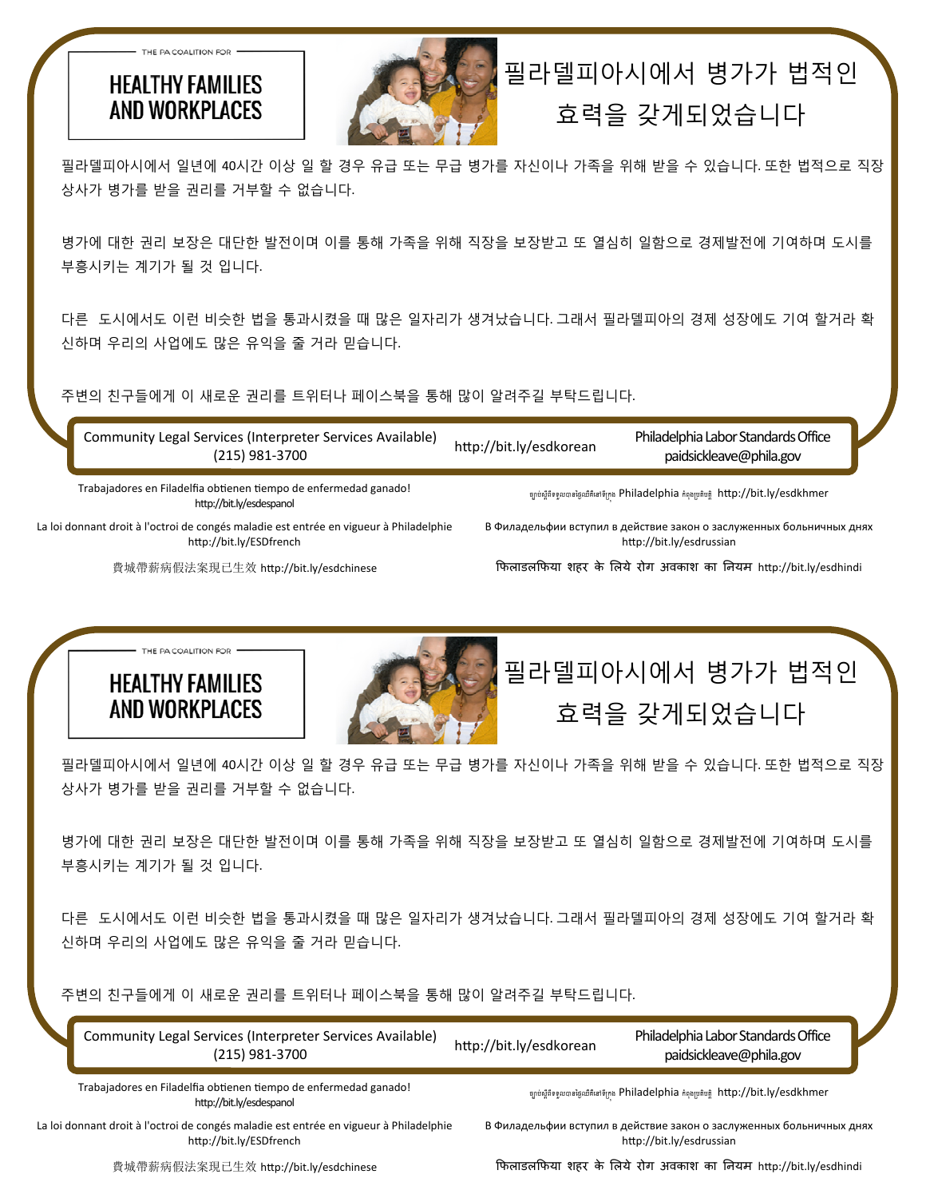THE PA COALITION FOR

**HEALTHY FAMILIES AND WORKPLACES**

# 필라델피아시에서 병가가 법적인 효력을 갖게되었습니다

필라델피아시에서 일년에 40시간 이상 일 할 경우 유급 또는 무급 병가를 자신이나 가족을 위해 받을 수 있습니다. 또한 법적으로 직장 상사가 병가를 받을 권리를 거부할 수 없습니다.

병가에 대한 권리 보장은 대단한 발전이며 이를 통해 가족을 위해 직장을 보장받고 또 열심히 일함으로 경제발전에 기여하며 도시를 부흥시키는 계기가 될 것 입니다.

다른  도시에서도 이런 비슷한 법을 통과시켰을 때 많은 일자리가 생겨났습니다. 그래서 필라델피아의 경제 성장에도 기여 할거라 확신하며 우리의 사업에도 많은 유익을 줄 거라 믿습니다.

주변의 친구들에게 이 새로운 권리를 트위터나 페이스북을 통해 많이 알려주길 부탁드립니다.

| | | |
|---|---|---|
| Community Legal Services (Interpreter Services Available) (215) 981-3700 | http://bit.ly/esdkorean | Philadelphia Labor Standards Office paidsickleave@phila.gov |

Trabajadores en Filadelfia obtienen tiempo de enfermedad ganado! http://bit.ly/esdespanol

ច្បាប់ស្តីពីទទួលបានថ្ងៃឈឺនៅទីក្រុង Philadelphia កំពុងប្រតិបត្តិ http://bit.ly/esdkhmer

La loi donnant droit à l'octroi de congés maladie est entrée en vigueur à Philadelphie http://bit.ly/ESDfrench

В Филадельфии вступил в действие закон о заслуженных больничных днях http://bit.ly/esdrussian

費城帶薪病假法案現已生效 http://bit.ly/esdchinese

फिलाडलफिया शहर के लिये रोग अवकाश का नियम http://bit.ly/esdhindi

---

THE PA COALITION FOR

**HEALTHY FAMILIES AND WORKPLACES**

# 필라델피아시에서 병가가 법적인 효력을 갖게되었습니다

필라델피아시에서 일년에 40시간 이상 일 할 경우 유급 또는 무급 병가를 자신이나 가족을 위해 받을 수 있습니다. 또한 법적으로 직장 상사가 병가를 받을 권리를 거부할 수 없습니다.

병가에 대한 권리 보장은 대단한 발전이며 이를 통해 가족을 위해 직장을 보장받고 또 열심히 일함으로 경제발전에 기여하며 도시를 부흥시키는 계기가 될 것 입니다.

다른  도시에서도 이런 비슷한 법을 통과시켰을 때 많은 일자리가 생겨났습니다. 그래서 필라델피아의 경제 성장에도 기여 할거라 확신하며 우리의 사업에도 많은 유익을 줄 거라 믿습니다.

주변의 친구들에게 이 새로운 권리를 트위터나 페이스북을 통해 많이 알려주길 부탁드립니다.

| | | |
|---|---|---|
| Community Legal Services (Interpreter Services Available) (215) 981-3700 | http://bit.ly/esdkorean | Philadelphia Labor Standards Office paidsickleave@phila.gov |

Trabajadores en Filadelfia obtienen tiempo de enfermedad ganado! http://bit.ly/esdespanol

ច្បាប់ស្តីពីទទួលបានថ្ងៃឈឺនៅទីក្រុង Philadelphia កំពុងប្រតិបត្តិ http://bit.ly/esdkhmer

La loi donnant droit à l'octroi de congés maladie est entrée en vigueur à Philadelphie http://bit.ly/ESDfrench

В Филадельфии вступил в действие закон о заслуженных больничных днях http://bit.ly/esdrussian

費城帶薪病假法案現已生效 http://bit.ly/esdchinese

फिलाडलफिया शहर के लिये रोग अवकाश का नियम http://bit.ly/esdhindi